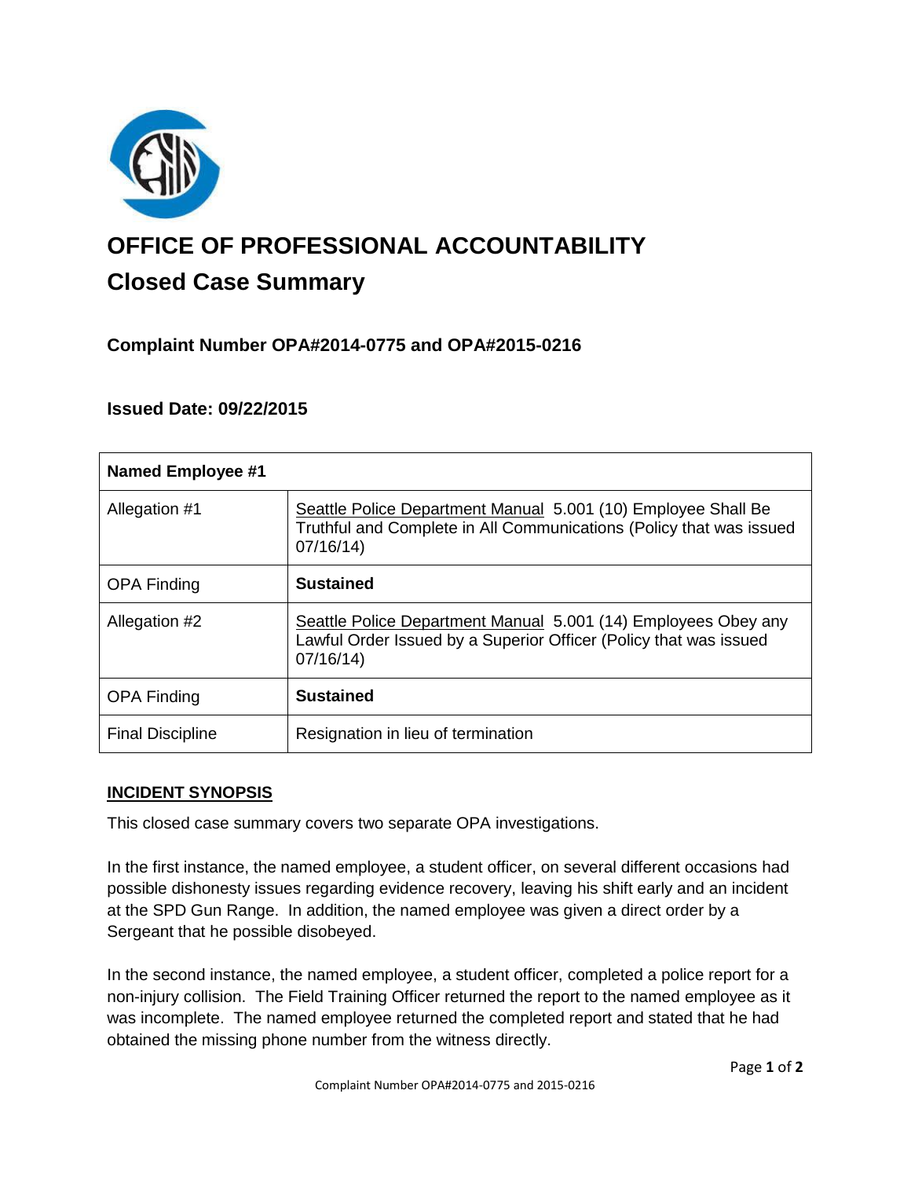# OFFICE OF PROFESSIONAL ACCOUNTABILITY

## Closed Case Summary

### Complaint Number OPA#2014-0775 and OPA#2015-0216

### Issued Date: 09/22/2015

| **Named Employee #1** | |
|---|---|
| Allegation #1 | Seattle Police Department Manual 5.001 (10) Employee Shall Be Truthful and Complete in All Communications (Policy that was issued 07/16/14) |
| OPA Finding | **Sustained** |
| Allegation #2 | Seattle Police Department Manual 5.001 (14) Employees Obey any Lawful Order Issued by a Superior Officer (Policy that was issued 07/16/14) |
| OPA Finding | **Sustained** |
| Final Discipline | Resignation in lieu of termination |

**INCIDENT SYNOPSIS**

This closed case summary covers two separate OPA investigations.

In the first instance, the named employee, a student officer, on several different occasions had possible dishonesty issues regarding evidence recovery, leaving his shift early and an incident at the SPD Gun Range. In addition, the named employee was given a direct order by a Sergeant that he possible disobeyed.

In the second instance, the named employee, a student officer, completed a police report for a non-injury collision. The Field Training Officer returned the report to the named employee as it was incomplete. The named employee returned the completed report and stated that he had obtained the missing phone number from the witness directly.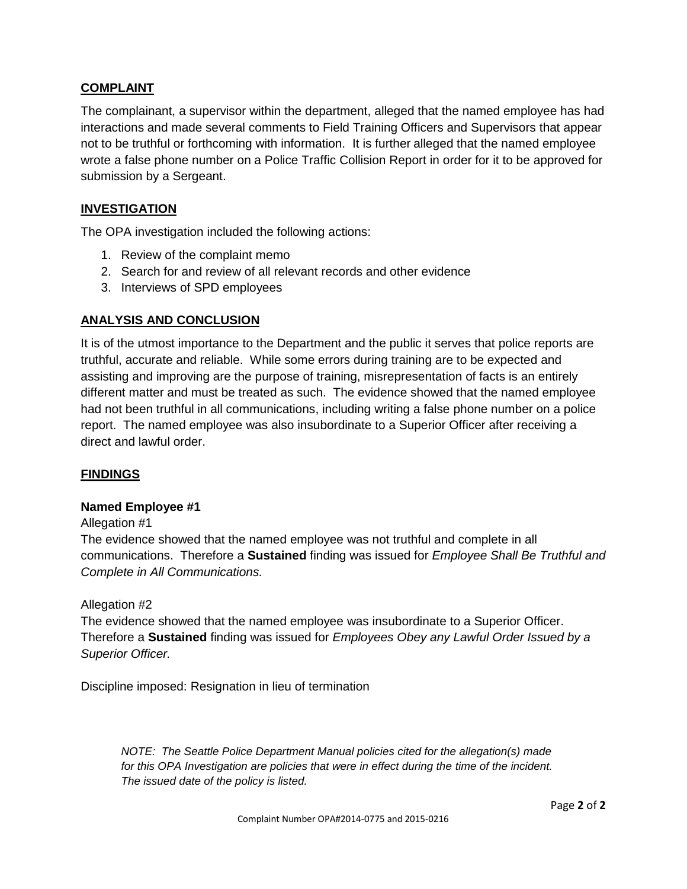## COMPLAINT

The complainant, a supervisor within the department, alleged that the named employee has had interactions and made several comments to Field Training Officers and Supervisors that appear not to be truthful or forthcoming with information. It is further alleged that the named employee wrote a false phone number on a Police Traffic Collision Report in order for it to be approved for submission by a Sergeant.

## INVESTIGATION

The OPA investigation included the following actions:

1. Review of the complaint memo
2. Search for and review of all relevant records and other evidence
3. Interviews of SPD employees

## ANALYSIS AND CONCLUSION

It is of the utmost importance to the Department and the public it serves that police reports are truthful, accurate and reliable. While some errors during training are to be expected and assisting and improving are the purpose of training, misrepresentation of facts is an entirely different matter and must be treated as such. The evidence showed that the named employee had not been truthful in all communications, including writing a false phone number on a police report. The named employee was also insubordinate to a Superior Officer after receiving a direct and lawful order.

## FINDINGS

### Named Employee #1

Allegation #1

The evidence showed that the named employee was not truthful and complete in all communications. Therefore a **Sustained** finding was issued for *Employee Shall Be Truthful and Complete in All Communications.*

Allegation #2

The evidence showed that the named employee was insubordinate to a Superior Officer. Therefore a **Sustained** finding was issued for *Employees Obey any Lawful Order Issued by a Superior Officer.*

Discipline imposed: Resignation in lieu of termination

*NOTE: The Seattle Police Department Manual policies cited for the allegation(s) made for this OPA Investigation are policies that were in effect during the time of the incident. The issued date of the policy is listed.*

Complaint Number OPA#2014-0775 and 2015-0216